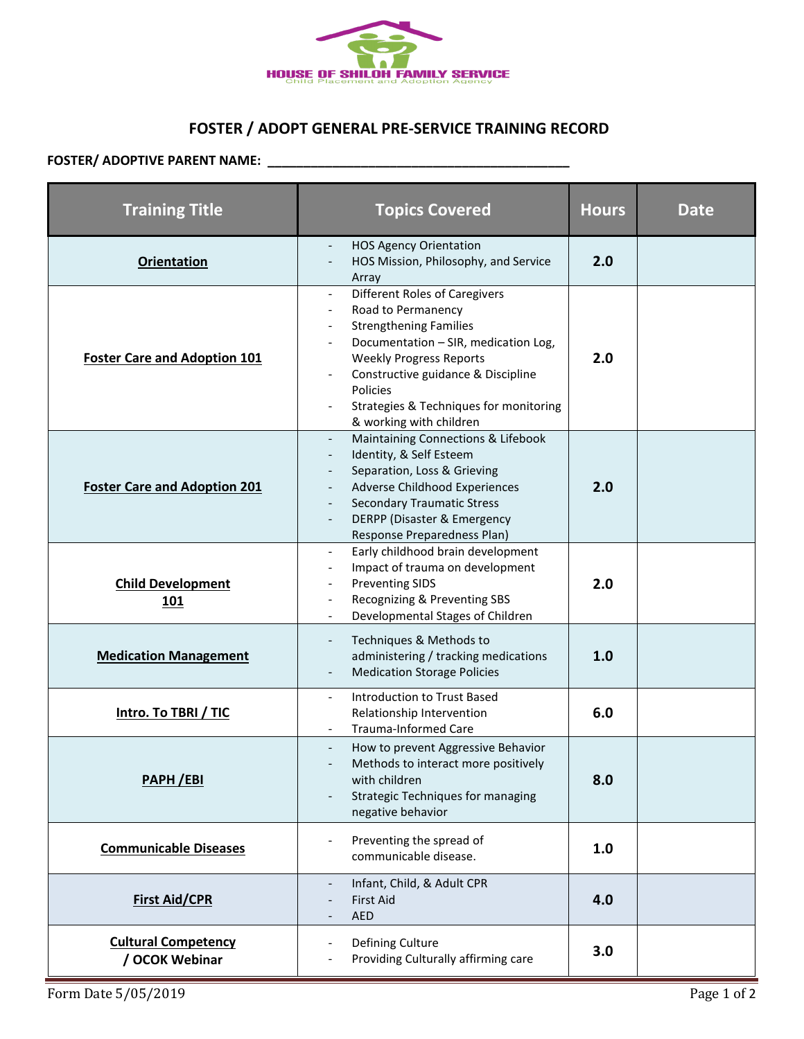HOUSE OF SHILOH FAMILY SERVICE
Child Placement and Adoption Agency

# FOSTER / ADOPT GENERAL PRE-SERVICE TRAINING RECORD

**FOSTER/ ADOPTIVE PARENT NAME: ___________________________________________**

| Training Title | Topics Covered | Hours | Date |
|---|---|---|---|
| **Orientation** | - HOS Agency Orientation<br>- HOS Mission, Philosophy, and Service Array | **2.0** | |
| **Foster Care and Adoption 101** | - Different Roles of Caregivers<br>- Road to Permanency<br>- Strengthening Families<br>- Documentation – SIR, medication Log, Weekly Progress Reports<br>- Constructive guidance & Discipline Policies<br>- Strategies & Techniques for monitoring & working with children | **2.0** | |
| **Foster Care and Adoption 201** | - Maintaining Connections & Lifebook<br>- Identity, & Self Esteem<br>- Separation, Loss & Grieving<br>- Adverse Childhood Experiences<br>- Secondary Traumatic Stress<br>- DERPP (Disaster & Emergency Response Preparedness Plan) | **2.0** | |
| **Child Development 101** | - Early childhood brain development<br>- Impact of trauma on development<br>- Preventing SIDS<br>- Recognizing & Preventing SBS<br>- Developmental Stages of Children | **2.0** | |
| **Medication Management** | - Techniques & Methods to administering / tracking medications<br>- Medication Storage Policies | **1.0** | |
| **Intro. To TBRI / TIC** | - Introduction to Trust Based Relationship Intervention<br>- Trauma-Informed Care | **6.0** | |
| **PAPH /EBI** | - How to prevent Aggressive Behavior<br>- Methods to interact more positively with children<br>- Strategic Techniques for managing negative behavior | **8.0** | |
| **Communicable Diseases** | - Preventing the spread of communicable disease. | **1.0** | |
| **First Aid/CPR** | - Infant, Child, & Adult CPR<br>- First Aid<br>- AED | **4.0** | |
| **Cultural Competency / OCOK Webinar** | - Defining Culture<br>- Providing Culturally affirming care | **3.0** | |

Form Date 5/05/2019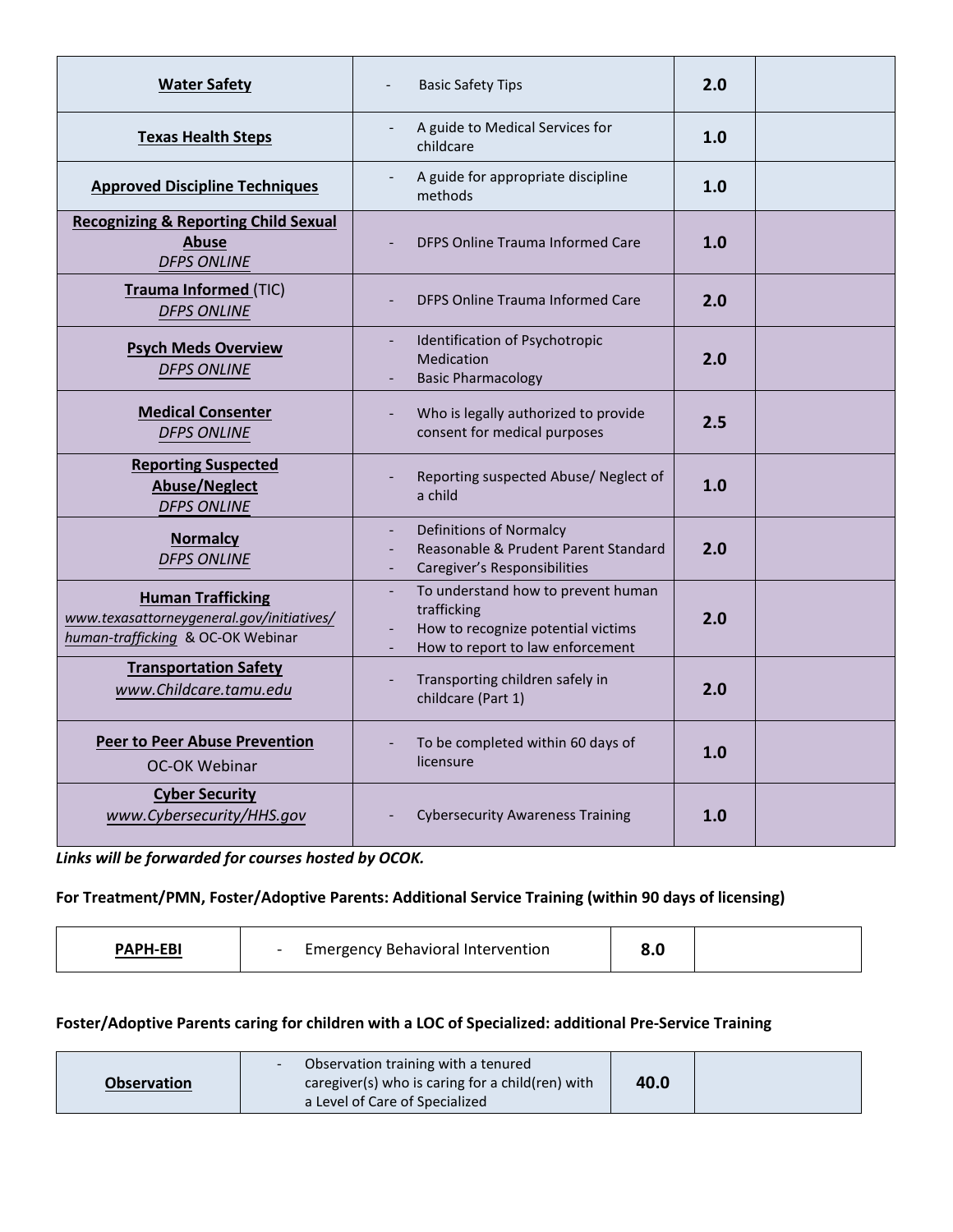| | | | |
|---|---|---|---|
| **Water Safety** | - Basic Safety Tips | **2.0** | |
| **Texas Health Steps** | - A guide to Medical Services for childcare | **1.0** | |
| **Approved Discipline Techniques** | - A guide for appropriate discipline methods | **1.0** | |
| **Recognizing & Reporting Child Sexual Abuse** *DFPS ONLINE* | - DFPS Online Trauma Informed Care | **1.0** | |
| **Trauma Informed** (TIC) *DFPS ONLINE* | - DFPS Online Trauma Informed Care | **2.0** | |
| **Psych Meds Overview** *DFPS ONLINE* | - Identification of Psychotropic Medication<br>- Basic Pharmacology | **2.0** | |
| **Medical Consenter** *DFPS ONLINE* | - Who is legally authorized to provide consent for medical purposes | **2.5** | |
| **Reporting Suspected Abuse/Neglect** *DFPS ONLINE* | - Reporting suspected Abuse/ Neglect of a child | **1.0** | |
| **Normalcy** *DFPS ONLINE* | - Definitions of Normalcy<br>- Reasonable & Prudent Parent Standard<br>- Caregiver's Responsibilities | **2.0** | |
| **Human Trafficking** *www.texasattorneygeneral.gov/initiatives/human-trafficking* & OC-OK Webinar | - To understand how to prevent human trafficking<br>- How to recognize potential victims<br>- How to report to law enforcement | **2.0** | |
| **Transportation Safety** *www.Childcare.tamu.edu* | - Transporting children safely in childcare (Part 1) | **2.0** | |
| **Peer to Peer Abuse Prevention** OC-OK Webinar | - To be completed within 60 days of licensure | **1.0** | |
| **Cyber Security** *www.Cybersecurity/HHS.gov* | - Cybersecurity Awareness Training | **1.0** | |

***Links will be forwarded for courses hosted by OCOK.***

**For Treatment/PMN, Foster/Adoptive Parents: Additional Service Training (within 90 days of licensing)**

| | | | |
|---|---|---|---|
| **PAPH-EBI** | - Emergency Behavioral Intervention | **8.0** | |

**Foster/Adoptive Parents caring for children with a LOC of Specialized: additional Pre-Service Training**

| | | | |
|---|---|---|---|
| **Observation** | - Observation training with a tenured caregiver(s) who is caring for a child(ren) with a Level of Care of Specialized | **40.0** | |